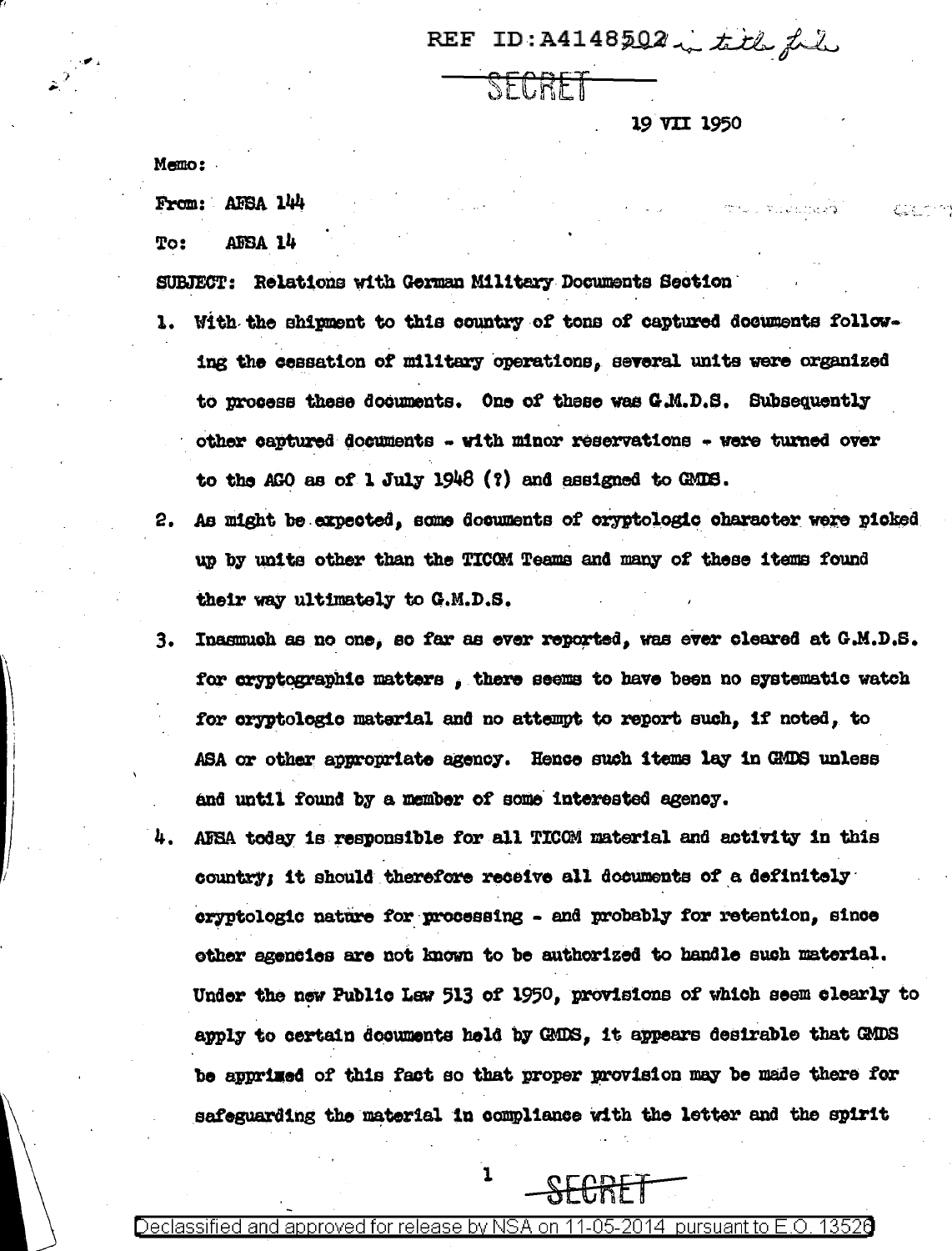REF ID:A4148502 — title file

SECRET

19 VII 1950

Memo:

From: AFSA 144

To: AFSA 14

SUBJECT: Relations with German Military Documents Section

1. With the shipment to this country of tons of captured documents following the cessation of military operations, several units were organized to process these documents. One of these was G.M.D.S. Subsequently other captured documents - with minor reservations - were turned over to the AGO as of 1 July 1948 (?) and assigned to GMDS.
2. As might be expected, some documents of cryptologic character were picked up by units other than the TICOM Teams and many of these items found their way ultimately to G.M.D.S.
3. Inasmuch as no one, so far as ever reported, was ever cleared at G.M.D.S. for cryptographic matters, there seems to have been no systematic watch for cryptologic material and no attempt to report such, if noted, to ASA or other appropriate agency. Hence such items lay in GMDS unless and until found by a member of some interested agency.
4. AFSA today is responsible for all TICOM material and activity in this country; it should therefore receive all documents of a definitely cryptologic nature for processing - and probably for retention, since other agencies are not known to be authorized to handle such material. Under the new Public Law 513 of 1950, provisions of which seem clearly to apply to certain documents held by GMDS, it appears desirable that GMDS be apprised of this fact so that proper provision may be made there for safeguarding the material in compliance with the letter and the spirit

SECRET

Declassified and approved for release by NSA on 11-05-2014 pursuant to E.O. 13526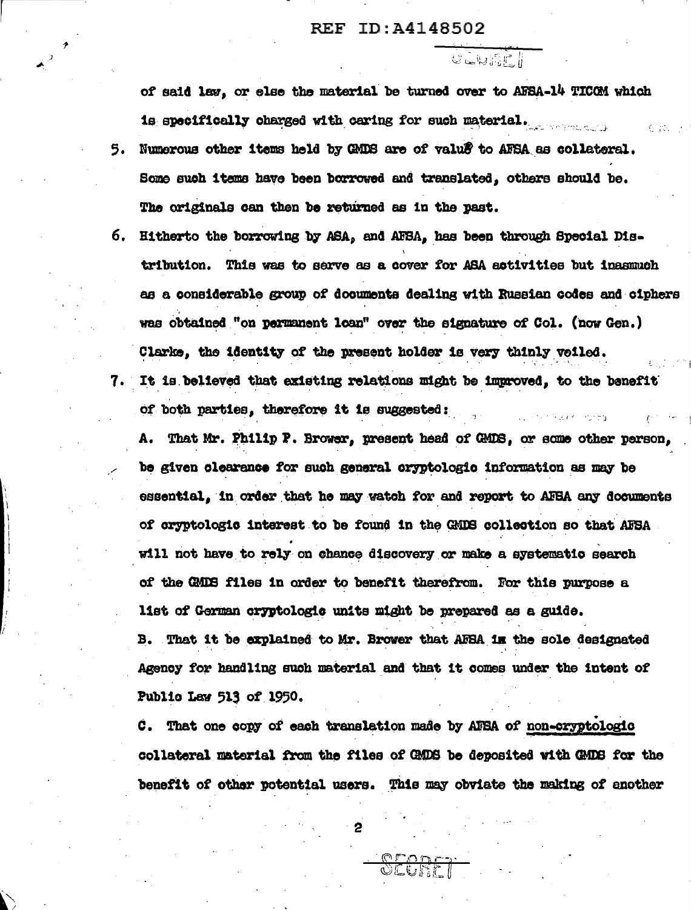of said law, or else the material be turned over to AFSA-14 TICOM which is specifically charged with caring for such material.

5. Numerous other items held by GMDS are of value to AFSA as collateral. Some such items have been borrowed and translated, others should be. The originals can then be returned as in the past.

6. Hitherto the borrowing by ASA, and AFSA, has been through Special Distribution. This was to serve as a cover for ASA activities but inasmuch as a considerable group of documents dealing with Russian codes and ciphers was obtained "on permanent loan" over the signature of Col. (now Gen.) Clarke, the identity of the present holder is very thinly veiled.

7. It is believed that existing relations might be improved, to the benefit of both parties, therefore it is suggested:

   A. That Mr. Philip P. Brower, present head of GMDS, or some other person, be given clearance for such general cryptologic information as may be essential, in order that he may watch for and report to AFSA any documents of cryptologic interest to be found in the GMDS collection so that AFSA will not have to rely on chance discovery or make a systematic search of the GMDS files in order to benefit therefrom. For this purpose a list of German cryptologic units might be prepared as a guide.

   B. That it be explained to Mr. Brower that AFSA is the sole designated Agency for handling such material and that it comes under the intent of Public Law 513 of 1950.

   C. That one copy of each translation made by AFSA of <u>non-cryptologic</u> collateral material from the files of GMDS be deposited with GMDS for the benefit of other potential users. This may obviate the making of another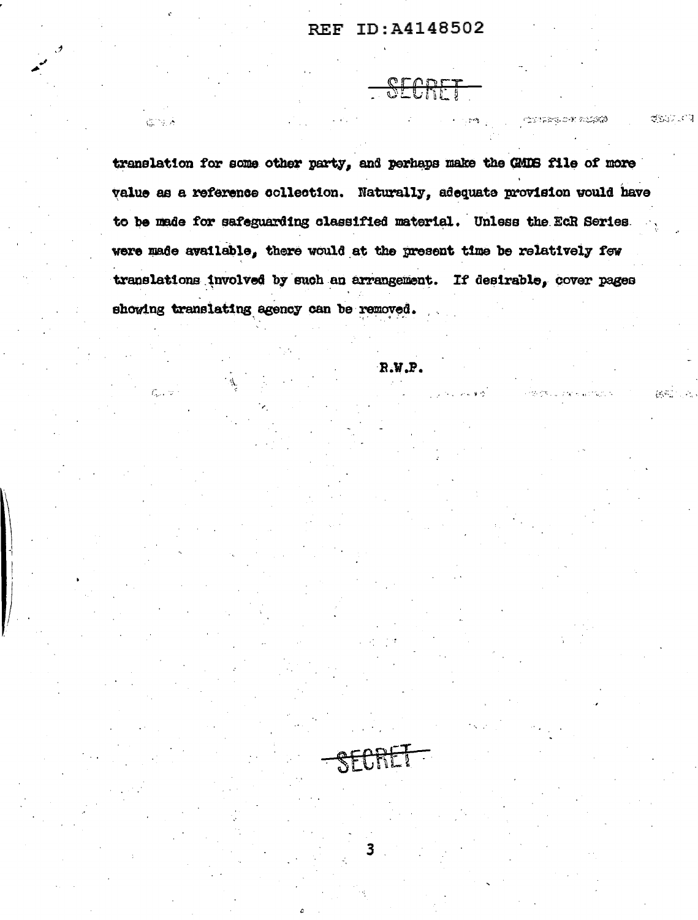REF ID:A4148502

~~SECRET~~

translation for some other party, and perhaps make the GMDS file of more value as a reference collection. Naturally, adequate provision would have to be made for safeguarding classified material. Unless the EcR Series were made available, there would at the present time be relatively few translations involved by such an arrangement. If desirable, cover pages showing translating agency can be removed.

R.W.P.

~~SECRET~~